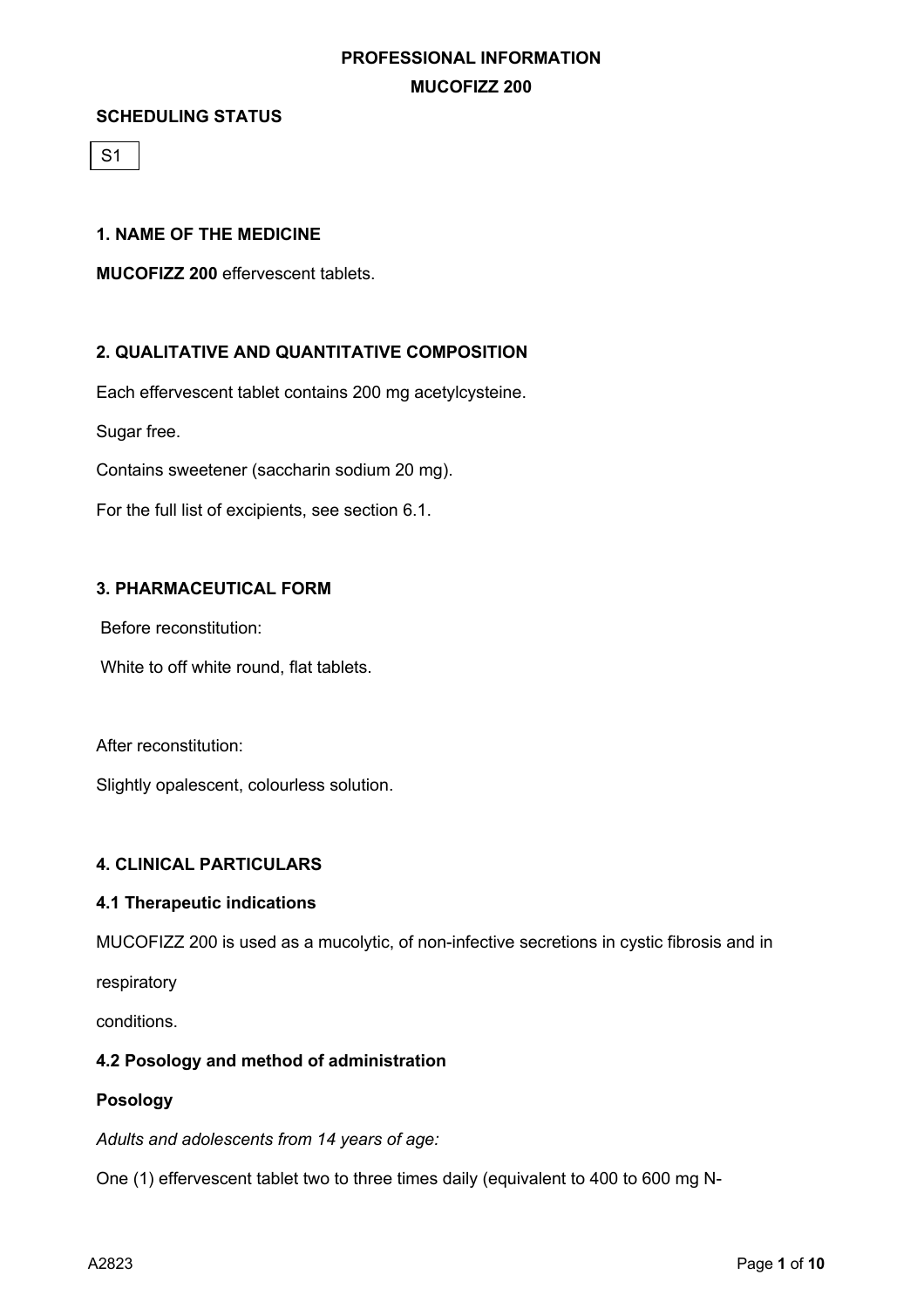**PROFESSIONAL INFORMATION**

**MUCOFIZZ 200**

**SCHEDULING STATUS**

S1

## 1. NAME OF THE MEDICINE

**MUCOFIZZ 200** effervescent tablets.

## 2. QUALITATIVE AND QUANTITATIVE COMPOSITION

Each effervescent tablet contains 200 mg acetylcysteine.

Sugar free.

Contains sweetener (saccharin sodium 20 mg).

For the full list of excipients, see section 6.1.

## 3. PHARMACEUTICAL FORM

Before reconstitution:

White to off white round, flat tablets.

After reconstitution:

Slightly opalescent, colourless solution.

## 4. CLINICAL PARTICULARS

### 4.1 Therapeutic indications

MUCOFIZZ 200 is used as a mucolytic, of non-infective secretions in cystic fibrosis and in respiratory conditions.

### 4.2 Posology and method of administration

**Posology**

*Adults and adolescents from 14 years of age:*

One (1) effervescent tablet two to three times daily (equivalent to 400 to 600 mg N-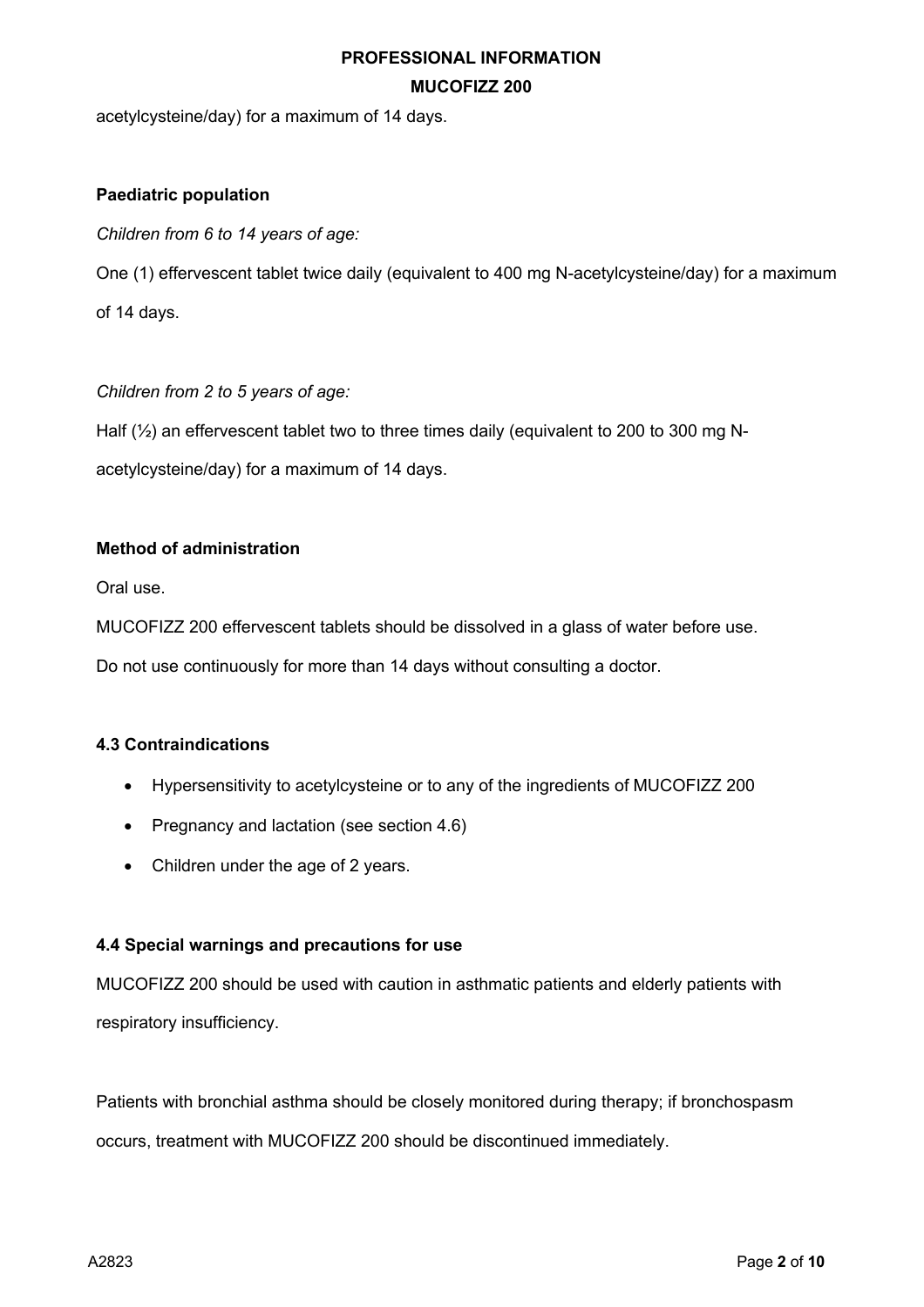acetylcysteine/day) for a maximum of 14 days.

**Paediatric population**

*Children from 6 to 14 years of age:*

One (1) effervescent tablet twice daily (equivalent to 400 mg N-acetylcysteine/day) for a maximum of 14 days.

*Children from 2 to 5 years of age:*

Half (½) an effervescent tablet two to three times daily (equivalent to 200 to 300 mg N-acetylcysteine/day) for a maximum of 14 days.

**Method of administration**

Oral use.

MUCOFIZZ 200 effervescent tablets should be dissolved in a glass of water before use.

Do not use continuously for more than 14 days without consulting a doctor.

### 4.3 Contraindications

- Hypersensitivity to acetylcysteine or to any of the ingredients of MUCOFIZZ 200
- Pregnancy and lactation (see section 4.6)
- Children under the age of 2 years.

### 4.4 Special warnings and precautions for use

MUCOFIZZ 200 should be used with caution in asthmatic patients and elderly patients with respiratory insufficiency.

Patients with bronchial asthma should be closely monitored during therapy; if bronchospasm occurs, treatment with MUCOFIZZ 200 should be discontinued immediately.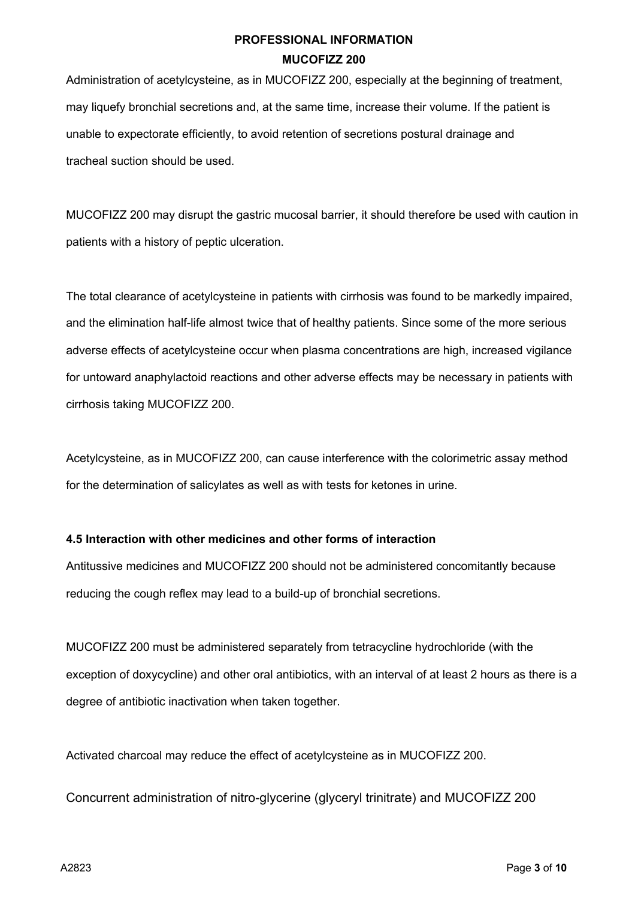Administration of acetylcysteine, as in MUCOFIZZ 200, especially at the beginning of treatment, may liquefy bronchial secretions and, at the same time, increase their volume. If the patient is unable to expectorate efficiently, to avoid retention of secretions postural drainage and tracheal suction should be used.

MUCOFIZZ 200 may disrupt the gastric mucosal barrier, it should therefore be used with caution in patients with a history of peptic ulceration.

The total clearance of acetylcysteine in patients with cirrhosis was found to be markedly impaired, and the elimination half-life almost twice that of healthy patients. Since some of the more serious adverse effects of acetylcysteine occur when plasma concentrations are high, increased vigilance for untoward anaphylactoid reactions and other adverse effects may be necessary in patients with cirrhosis taking MUCOFIZZ 200.

Acetylcysteine, as in MUCOFIZZ 200, can cause interference with the colorimetric assay method for the determination of salicylates as well as with tests for ketones in urine.

**4.5 Interaction with other medicines and other forms of interaction**

Antitussive medicines and MUCOFIZZ 200 should not be administered concomitantly because reducing the cough reflex may lead to a build-up of bronchial secretions.

MUCOFIZZ 200 must be administered separately from tetracycline hydrochloride (with the exception of doxycycline) and other oral antibiotics, with an interval of at least 2 hours as there is a degree of antibiotic inactivation when taken together.

Activated charcoal may reduce the effect of acetylcysteine as in MUCOFIZZ 200.

Concurrent administration of nitro-glycerine (glyceryl trinitrate) and MUCOFIZZ 200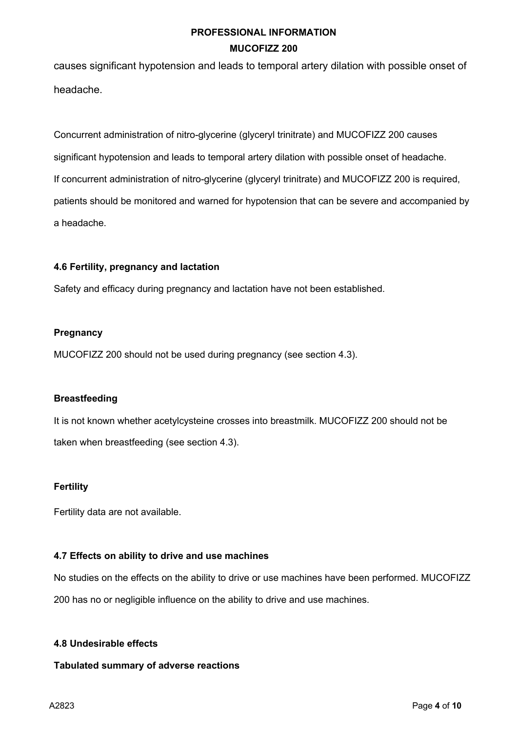causes significant hypotension and leads to temporal artery dilation with possible onset of headache.

Concurrent administration of nitro-glycerine (glyceryl trinitrate) and MUCOFIZZ 200 causes significant hypotension and leads to temporal artery dilation with possible onset of headache. If concurrent administration of nitro-glycerine (glyceryl trinitrate) and MUCOFIZZ 200 is required, patients should be monitored and warned for hypotension that can be severe and accompanied by a headache.

### 4.6 Fertility, pregnancy and lactation

Safety and efficacy during pregnancy and lactation have not been established.

**Pregnancy**

MUCOFIZZ 200 should not be used during pregnancy (see section 4.3).

**Breastfeeding**

It is not known whether acetylcysteine crosses into breastmilk. MUCOFIZZ 200 should not be taken when breastfeeding (see section 4.3).

**Fertility**

Fertility data are not available.

### 4.7 Effects on ability to drive and use machines

No studies on the effects on the ability to drive or use machines have been performed. MUCOFIZZ 200 has no or negligible influence on the ability to drive and use machines.

### 4.8 Undesirable effects

**Tabulated summary of adverse reactions**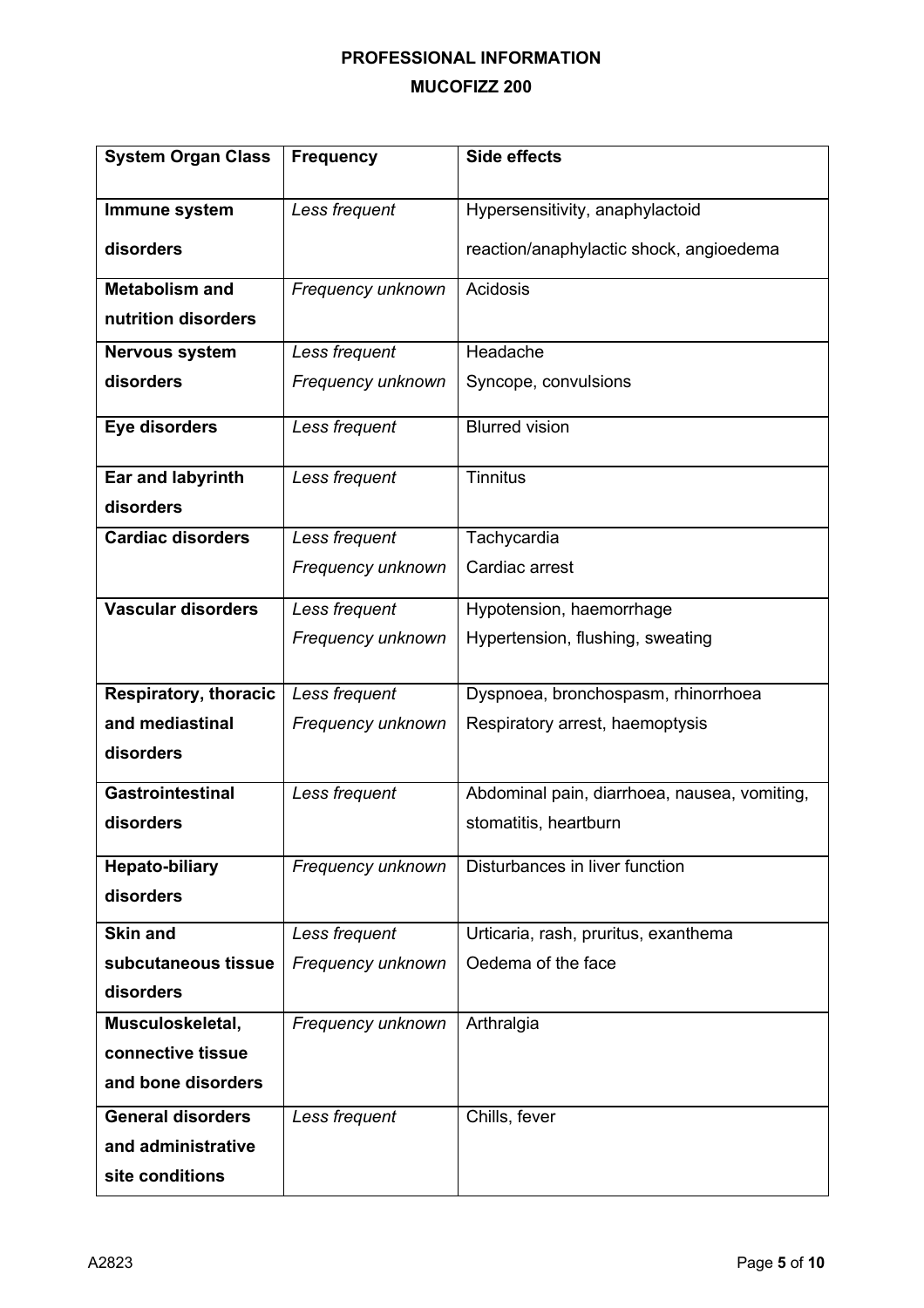| System Organ Class | Frequency | Side effects |
|---|---|---|
| **Immune system disorders** | *Less frequent* | Hypersensitivity, anaphylactoid reaction/anaphylactic shock, angioedema |
| **Metabolism and nutrition disorders** | *Frequency unknown* | Acidosis |
| **Nervous system disorders** | *Less frequent*<br>*Frequency unknown* | Headache<br>Syncope, convulsions |
| **Eye disorders** | *Less frequent* | Blurred vision |
| **Ear and labyrinth disorders** | *Less frequent* | Tinnitus |
| **Cardiac disorders** | *Less frequent*<br>*Frequency unknown* | Tachycardia<br>Cardiac arrest |
| **Vascular disorders** | *Less frequent*<br>*Frequency unknown* | Hypotension, haemorrhage<br>Hypertension, flushing, sweating |
| **Respiratory, thoracic and mediastinal disorders** | *Less frequent*<br>*Frequency unknown* | Dyspnoea, bronchospasm, rhinorrhoea<br>Respiratory arrest, haemoptysis |
| **Gastrointestinal disorders** | *Less frequent* | Abdominal pain, diarrhoea, nausea, vomiting, stomatitis, heartburn |
| **Hepato-biliary disorders** | *Frequency unknown* | Disturbances in liver function |
| **Skin and subcutaneous tissue disorders** | *Less frequent*<br>*Frequency unknown* | Urticaria, rash, pruritus, exanthema<br>Oedema of the face |
| **Musculoskeletal, connective tissue and bone disorders** | *Frequency unknown* | Arthralgia |
| **General disorders and administrative site conditions** | *Less frequent* | Chills, fever |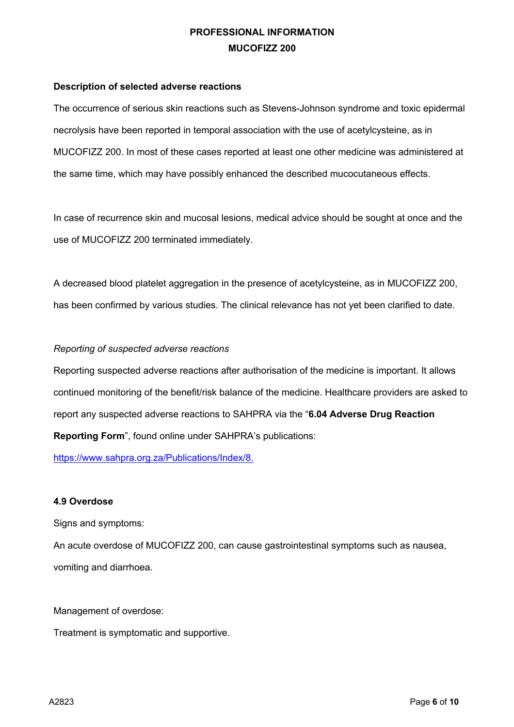**Description of selected adverse reactions**

The occurrence of serious skin reactions such as Stevens-Johnson syndrome and toxic epidermal necrolysis have been reported in temporal association with the use of acetylcysteine, as in MUCOFIZZ 200. In most of these cases reported at least one other medicine was administered at the same time, which may have possibly enhanced the described mucocutaneous effects.

In case of recurrence skin and mucosal lesions, medical advice should be sought at once and the use of MUCOFIZZ 200 terminated immediately.

A decreased blood platelet aggregation in the presence of acetylcysteine, as in MUCOFIZZ 200, has been confirmed by various studies. The clinical relevance has not yet been clarified to date.

*Reporting of suspected adverse reactions*

Reporting suspected adverse reactions after authorisation of the medicine is important. It allows continued monitoring of the benefit/risk balance of the medicine. Healthcare providers are asked to report any suspected adverse reactions to SAHPRA via the "**6.04 Adverse Drug Reaction Reporting Form**", found online under SAHPRA's publications:

[https://www.sahpra.org.za/Publications/Index/8.](https://www.sahpra.org.za/Publications/Index/8)

**4.9 Overdose**

Signs and symptoms:

An acute overdose of MUCOFIZZ 200, can cause gastrointestinal symptoms such as nausea, vomiting and diarrhoea.

Management of overdose:

Treatment is symptomatic and supportive.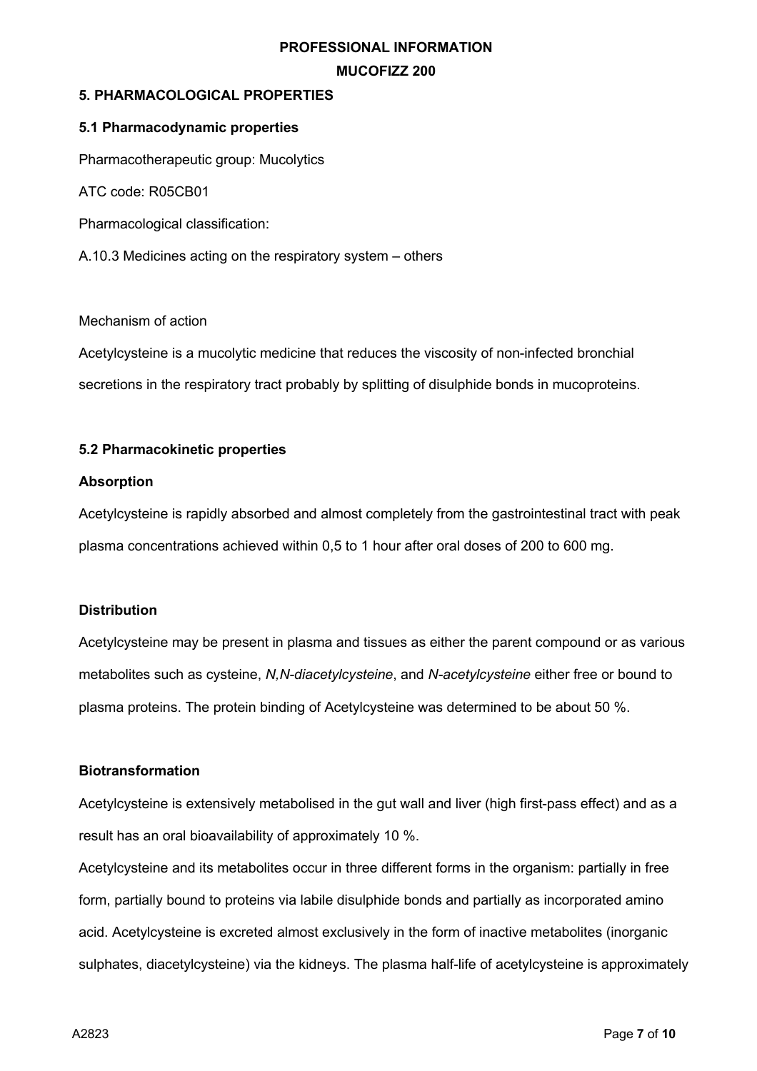**PROFESSIONAL INFORMATION**

**MUCOFIZZ 200**

## 5. PHARMACOLOGICAL PROPERTIES

### 5.1 Pharmacodynamic properties

Pharmacotherapeutic group: Mucolytics

ATC code: R05CB01

Pharmacological classification:

A.10.3 Medicines acting on the respiratory system – others

Mechanism of action

Acetylcysteine is a mucolytic medicine that reduces the viscosity of non-infected bronchial secretions in the respiratory tract probably by splitting of disulphide bonds in mucoproteins.

### 5.2 Pharmacokinetic properties

**Absorption**

Acetylcysteine is rapidly absorbed and almost completely from the gastrointestinal tract with peak plasma concentrations achieved within 0,5 to 1 hour after oral doses of 200 to 600 mg.

**Distribution**

Acetylcysteine may be present in plasma and tissues as either the parent compound or as various metabolites such as cysteine, *N,N-diacetylcysteine*, and *N-acetylcysteine* either free or bound to plasma proteins. The protein binding of Acetylcysteine was determined to be about 50 %.

**Biotransformation**

Acetylcysteine is extensively metabolised in the gut wall and liver (high first-pass effect) and as a result has an oral bioavailability of approximately 10 %.

Acetylcysteine and its metabolites occur in three different forms in the organism: partially in free form, partially bound to proteins via labile disulphide bonds and partially as incorporated amino acid. Acetylcysteine is excreted almost exclusively in the form of inactive metabolites (inorganic sulphates, diacetylcysteine) via the kidneys. The plasma half-life of acetylcysteine is approximately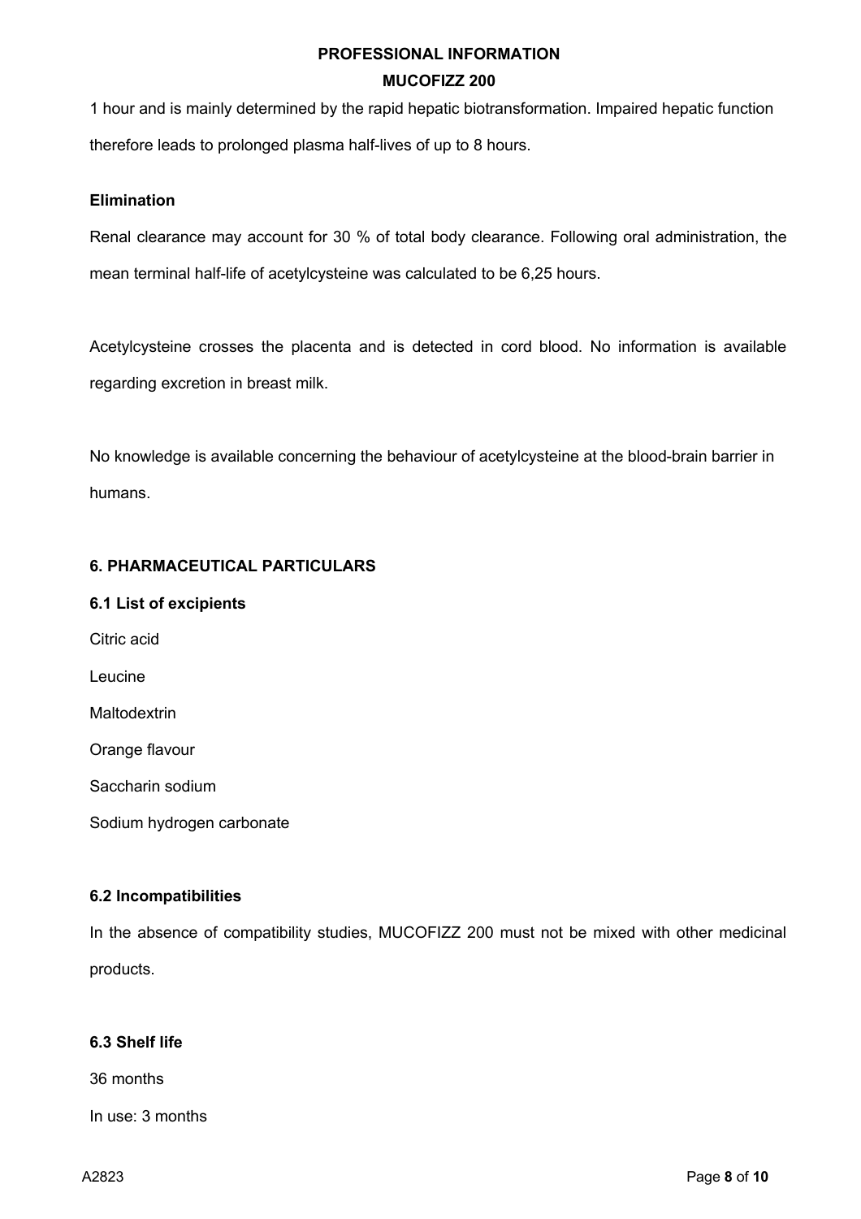1 hour and is mainly determined by the rapid hepatic biotransformation. Impaired hepatic function therefore leads to prolonged plasma half-lives of up to 8 hours.

**Elimination**

Renal clearance may account for 30 % of total body clearance. Following oral administration, the mean terminal half-life of acetylcysteine was calculated to be 6,25 hours.

Acetylcysteine crosses the placenta and is detected in cord blood. No information is available regarding excretion in breast milk.

No knowledge is available concerning the behaviour of acetylcysteine at the blood-brain barrier in humans.

## 6. PHARMACEUTICAL PARTICULARS

### 6.1 List of excipients

Citric acid

Leucine

Maltodextrin

Orange flavour

Saccharin sodium

Sodium hydrogen carbonate

### 6.2 Incompatibilities

In the absence of compatibility studies, MUCOFIZZ 200 must not be mixed with other medicinal products.

### 6.3 Shelf life

36 months

In use: 3 months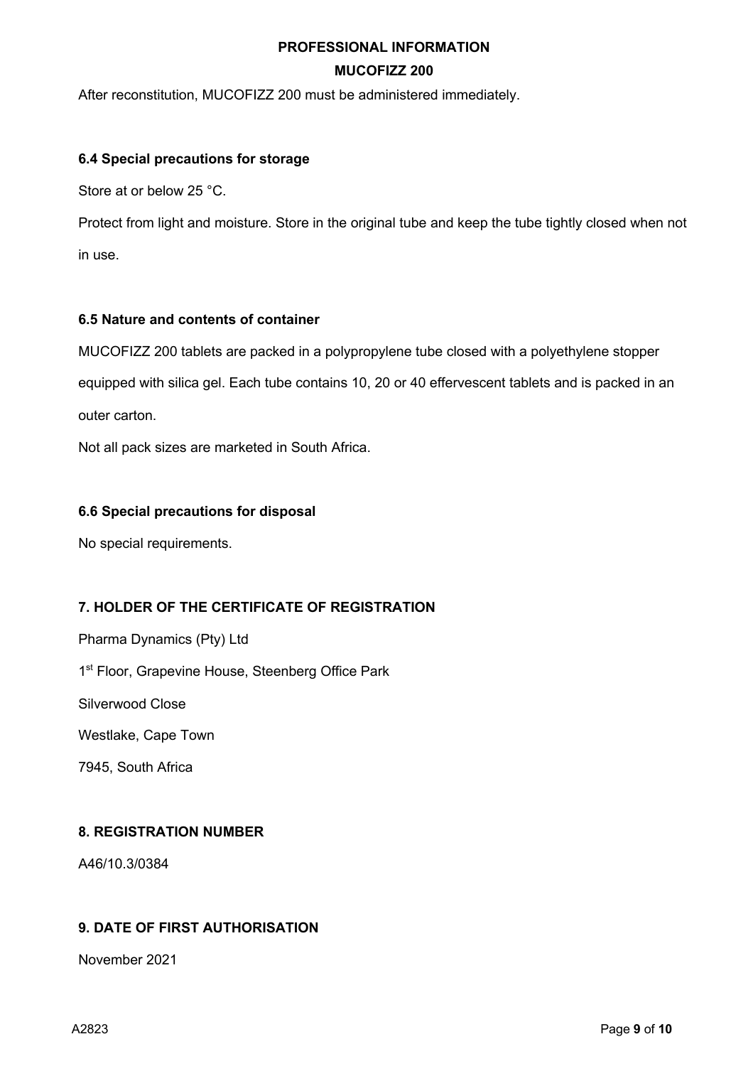After reconstitution, MUCOFIZZ 200 must be administered immediately.

### 6.4 Special precautions for storage

Store at or below 25 °C.

Protect from light and moisture. Store in the original tube and keep the tube tightly closed when not in use.

### 6.5 Nature and contents of container

MUCOFIZZ 200 tablets are packed in a polypropylene tube closed with a polyethylene stopper equipped with silica gel. Each tube contains 10, 20 or 40 effervescent tablets and is packed in an outer carton.

Not all pack sizes are marketed in South Africa.

### 6.6 Special precautions for disposal

No special requirements.

## 7. HOLDER OF THE CERTIFICATE OF REGISTRATION

Pharma Dynamics (Pty) Ltd

1st Floor, Grapevine House, Steenberg Office Park

Silverwood Close

Westlake, Cape Town

7945, South Africa

## 8. REGISTRATION NUMBER

A46/10.3/0384

## 9. DATE OF FIRST AUTHORISATION

November 2021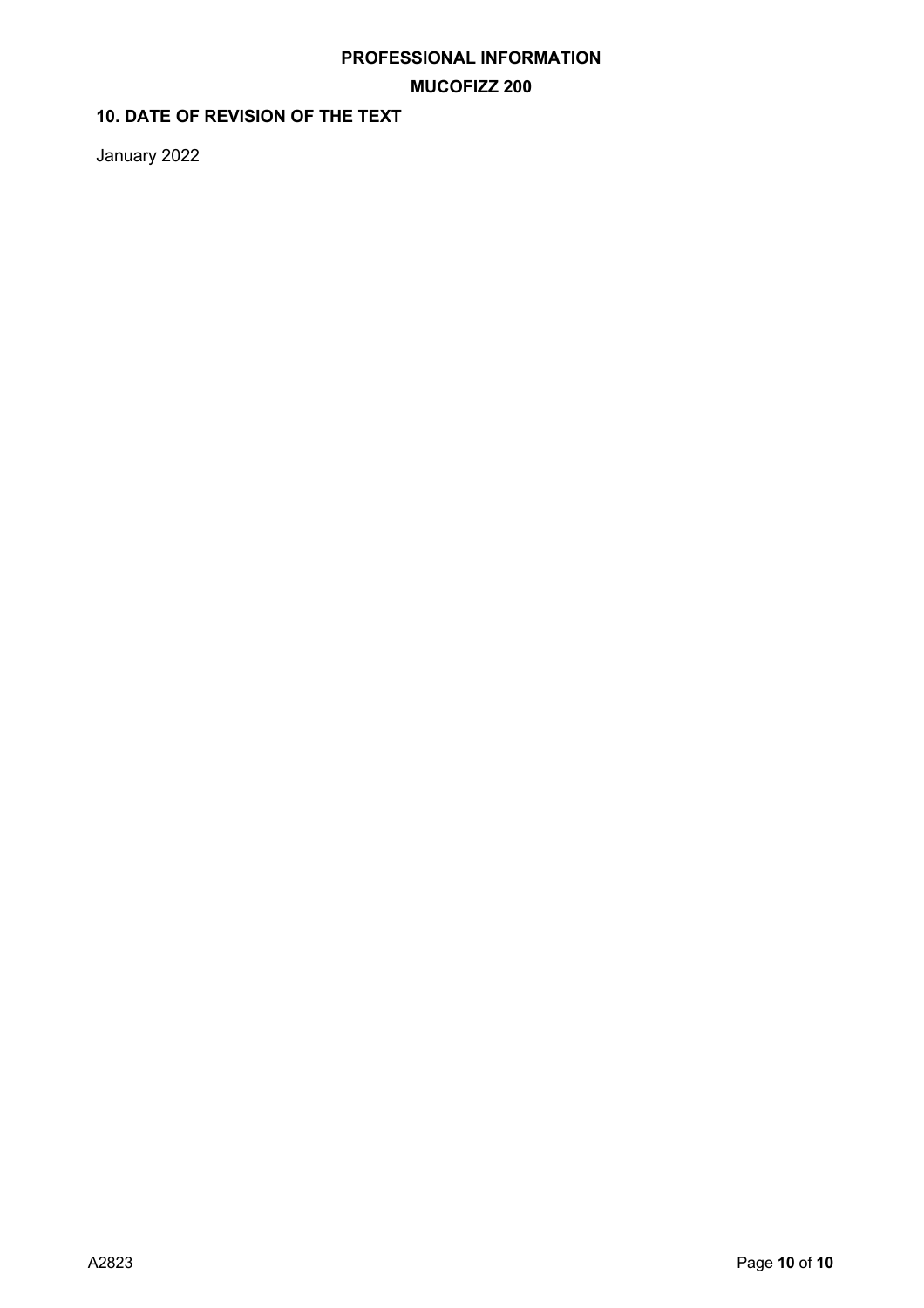## 10. DATE OF REVISION OF THE TEXT

January 2022